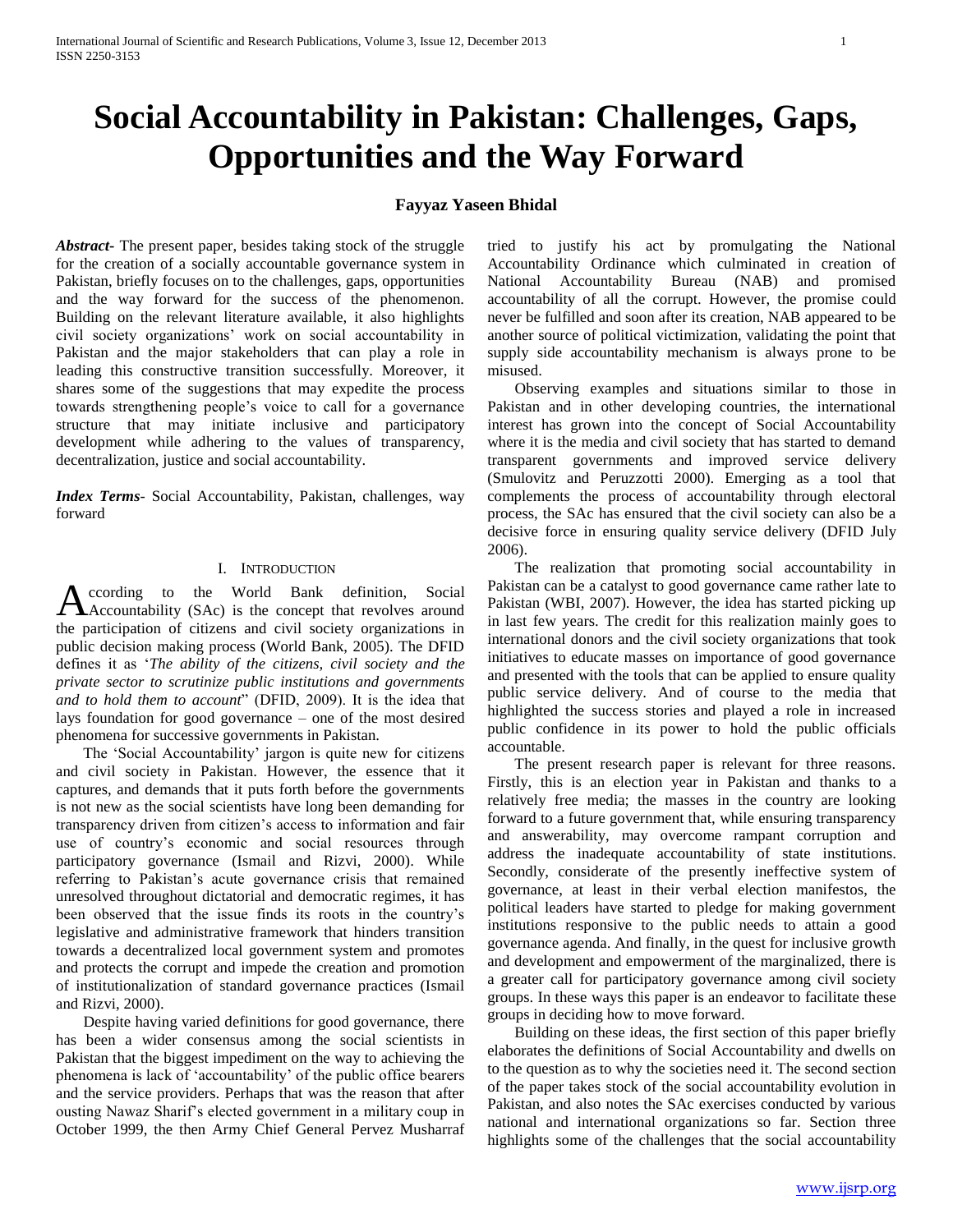# Social Accountability in Pakistan: Challenges, Gaps, Opportunities and the Way Forward

**Fayyaz Yaseen Bhidal**

***Abstract*-** The present paper, besides taking stock of the struggle for the creation of a socially accountable governance system in Pakistan, briefly focuses on to the challenges, gaps, opportunities and the way forward for the success of the phenomenon. Building on the relevant literature available, it also highlights civil society organizations' work on social accountability in Pakistan and the major stakeholders that can play a role in leading this constructive transition successfully. Moreover, it shares some of the suggestions that may expedite the process towards strengthening people's voice to call for a governance structure that may initiate inclusive and participatory development while adhering to the values of transparency, decentralization, justice and social accountability.

***Index Terms*-** Social Accountability, Pakistan, challenges, way forward

## I. Introduction

According to the World Bank definition, Social Accountability (SAc) is the concept that revolves around the participation of citizens and civil society organizations in public decision making process (World Bank, 2005). The DFID defines it as '*The ability of the citizens, civil society and the private sector to scrutinize public institutions and governments and to hold them to account*" (DFID, 2009). It is the idea that lays foundation for good governance – one of the most desired phenomena for successive governments in Pakistan.

The 'Social Accountability' jargon is quite new for citizens and civil society in Pakistan. However, the essence that it captures, and demands that it puts forth before the governments is not new as the social scientists have long been demanding for transparency driven from citizen's access to information and fair use of country's economic and social resources through participatory governance (Ismail and Rizvi, 2000). While referring to Pakistan's acute governance crisis that remained unresolved throughout dictatorial and democratic regimes, it has been observed that the issue finds its roots in the country's legislative and administrative framework that hinders transition towards a decentralized local government system and promotes and protects the corrupt and impede the creation and promotion of institutionalization of standard governance practices (Ismail and Rizvi, 2000).

Despite having varied definitions for good governance, there has been a wider consensus among the social scientists in Pakistan that the biggest impediment on the way to achieving the phenomena is lack of 'accountability' of the public office bearers and the service providers. Perhaps that was the reason that after ousting Nawaz Sharif's elected government in a military coup in October 1999, the then Army Chief General Pervez Musharraf tried to justify his act by promulgating the National Accountability Ordinance which culminated in creation of National Accountability Bureau (NAB) and promised accountability of all the corrupt. However, the promise could never be fulfilled and soon after its creation, NAB appeared to be another source of political victimization, validating the point that supply side accountability mechanism is always prone to be misused.

Observing examples and situations similar to those in Pakistan and in other developing countries, the international interest has grown into the concept of Social Accountability where it is the media and civil society that has started to demand transparent governments and improved service delivery (Smulovitz and Peruzzotti 2000). Emerging as a tool that complements the process of accountability through electoral process, the SAc has ensured that the civil society can also be a decisive force in ensuring quality service delivery (DFID July 2006).

The realization that promoting social accountability in Pakistan can be a catalyst to good governance came rather late to Pakistan (WBI, 2007). However, the idea has started picking up in last few years. The credit for this realization mainly goes to international donors and the civil society organizations that took initiatives to educate masses on importance of good governance and presented with the tools that can be applied to ensure quality public service delivery. And of course to the media that highlighted the success stories and played a role in increased public confidence in its power to hold the public officials accountable.

The present research paper is relevant for three reasons. Firstly, this is an election year in Pakistan and thanks to a relatively free media; the masses in the country are looking forward to a future government that, while ensuring transparency and answerability, may overcome rampant corruption and address the inadequate accountability of state institutions. Secondly, considerate of the presently ineffective system of governance, at least in their verbal election manifestos, the political leaders have started to pledge for making government institutions responsive to the public needs to attain a good governance agenda. And finally, in the quest for inclusive growth and development and empowerment of the marginalized, there is a greater call for participatory governance among civil society groups. In these ways this paper is an endeavor to facilitate these groups in deciding how to move forward.

Building on these ideas, the first section of this paper briefly elaborates the definitions of Social Accountability and dwells on to the question as to why the societies need it. The second section of the paper takes stock of the social accountability evolution in Pakistan, and also notes the SAc exercises conducted by various national and international organizations so far. Section three highlights some of the challenges that the social accountability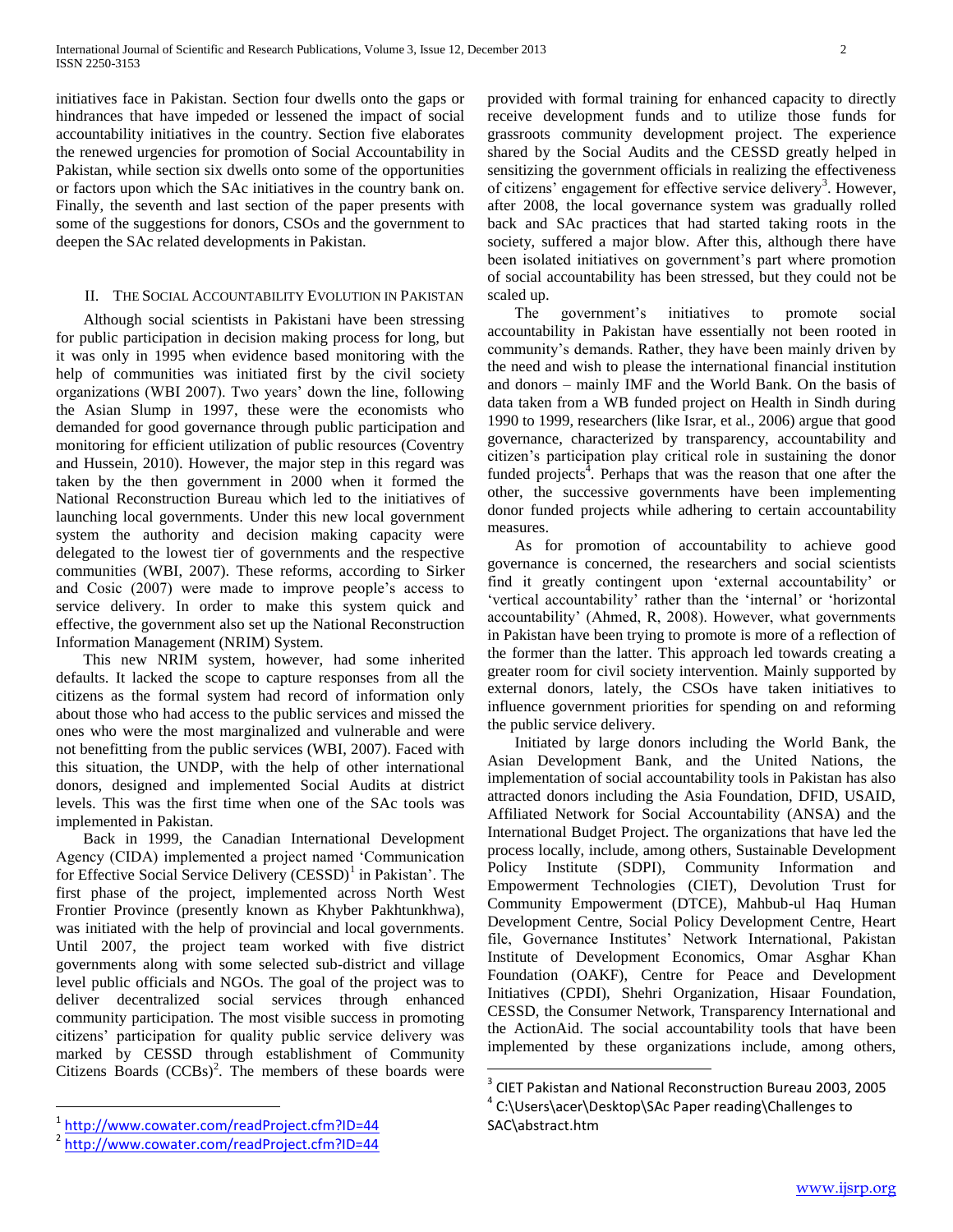initiatives face in Pakistan. Section four dwells onto the gaps or hindrances that have impeded or lessened the impact of social accountability initiatives in the country. Section five elaborates the renewed urgencies for promotion of Social Accountability in Pakistan, while section six dwells onto some of the opportunities or factors upon which the SAc initiatives in the country bank on. Finally, the seventh and last section of the paper presents with some of the suggestions for donors, CSOs and the government to deepen the SAc related developments in Pakistan.

## II. The Social Accountability Evolution in Pakistan

Although social scientists in Pakistani have been stressing for public participation in decision making process for long, but it was only in 1995 when evidence based monitoring with the help of communities was initiated first by the civil society organizations (WBI 2007). Two years' down the line, following the Asian Slump in 1997, these were the economists who demanded for good governance through public participation and monitoring for efficient utilization of public resources (Coventry and Hussein, 2010). However, the major step in this regard was taken by the then government in 2000 when it formed the National Reconstruction Bureau which led to the initiatives of launching local governments. Under this new local government system the authority and decision making capacity were delegated to the lowest tier of governments and the respective communities (WBI, 2007). These reforms, according to Sirker and Cosic (2007) were made to improve people's access to service delivery. In order to make this system quick and effective, the government also set up the National Reconstruction Information Management (NRIM) System.

This new NRIM system, however, had some inherited defaults. It lacked the scope to capture responses from all the citizens as the formal system had record of information only about those who had access to the public services and missed the ones who were the most marginalized and vulnerable and were not benefitting from the public services (WBI, 2007). Faced with this situation, the UNDP, with the help of other international donors, designed and implemented Social Audits at district levels. This was the first time when one of the SAc tools was implemented in Pakistan.

Back in 1999, the Canadian International Development Agency (CIDA) implemented a project named 'Communication for Effective Social Service Delivery (CESSD)[1] in Pakistan'. The first phase of the project, implemented across North West Frontier Province (presently known as Khyber Pakhtunkhwa), was initiated with the help of provincial and local governments. Until 2007, the project team worked with five district governments along with some selected sub-district and village level public officials and NGOs. The goal of the project was to deliver decentralized social services through enhanced community participation. The most visible success in promoting citizens' participation for quality public service delivery was marked by CESSD through establishment of Community Citizens Boards (CCBs)[2]. The members of these boards were provided with formal training for enhanced capacity to directly receive development funds and to utilize those funds for grassroots community development project. The experience shared by the Social Audits and the CESSD greatly helped in sensitizing the government officials in realizing the effectiveness of citizens' engagement for effective service delivery[3]. However, after 2008, the local governance system was gradually rolled back and SAc practices that had started taking roots in the society, suffered a major blow. After this, although there have been isolated initiatives on government's part where promotion of social accountability has been stressed, but they could not be scaled up.

The government's initiatives to promote social accountability in Pakistan have essentially not been rooted in community's demands. Rather, they have been mainly driven by the need and wish to please the international financial institution and donors – mainly IMF and the World Bank. On the basis of data taken from a WB funded project on Health in Sindh during 1990 to 1999, researchers (like Israr, et al., 2006) argue that good governance, characterized by transparency, accountability and citizen's participation play critical role in sustaining the donor funded projects[4]. Perhaps that was the reason that one after the other, the successive governments have been implementing donor funded projects while adhering to certain accountability measures.

As for promotion of accountability to achieve good governance is concerned, the researchers and social scientists find it greatly contingent upon 'external accountability' or 'vertical accountability' rather than the 'internal' or 'horizontal accountability' (Ahmed, R, 2008). However, what governments in Pakistan have been trying to promote is more of a reflection of the former than the latter. This approach led towards creating a greater room for civil society intervention. Mainly supported by external donors, lately, the CSOs have taken initiatives to influence government priorities for spending on and reforming the public service delivery.

Initiated by large donors including the World Bank, the Asian Development Bank, and the United Nations, the implementation of social accountability tools in Pakistan has also attracted donors including the Asia Foundation, DFID, USAID, Affiliated Network for Social Accountability (ANSA) and the International Budget Project. The organizations that have led the process locally, include, among others, Sustainable Development Policy Institute (SDPI), Community Information and Empowerment Technologies (CIET), Devolution Trust for Community Empowerment (DTCE), Mahbub-ul Haq Human Development Centre, Social Policy Development Centre, Heart file, Governance Institutes' Network International, Pakistan Institute of Development Economics, Omar Asghar Khan Foundation (OAKF), Centre for Peace and Development Initiatives (CPDI), Shehri Organization, Hisaar Foundation, CESSD, the Consumer Network, Transparency International and the ActionAid. The social accountability tools that have been implemented by these organizations include, among others,

---

[1] http://www.cowater.com/readProject.cfm?ID=44

[2] http://www.cowater.com/readProject.cfm?ID=44

[3] CIET Pakistan and National Reconstruction Bureau 2003, 2005

[4] C:\Users\acer\Desktop\SAc Paper reading\Challenges to SAC\abstract.htm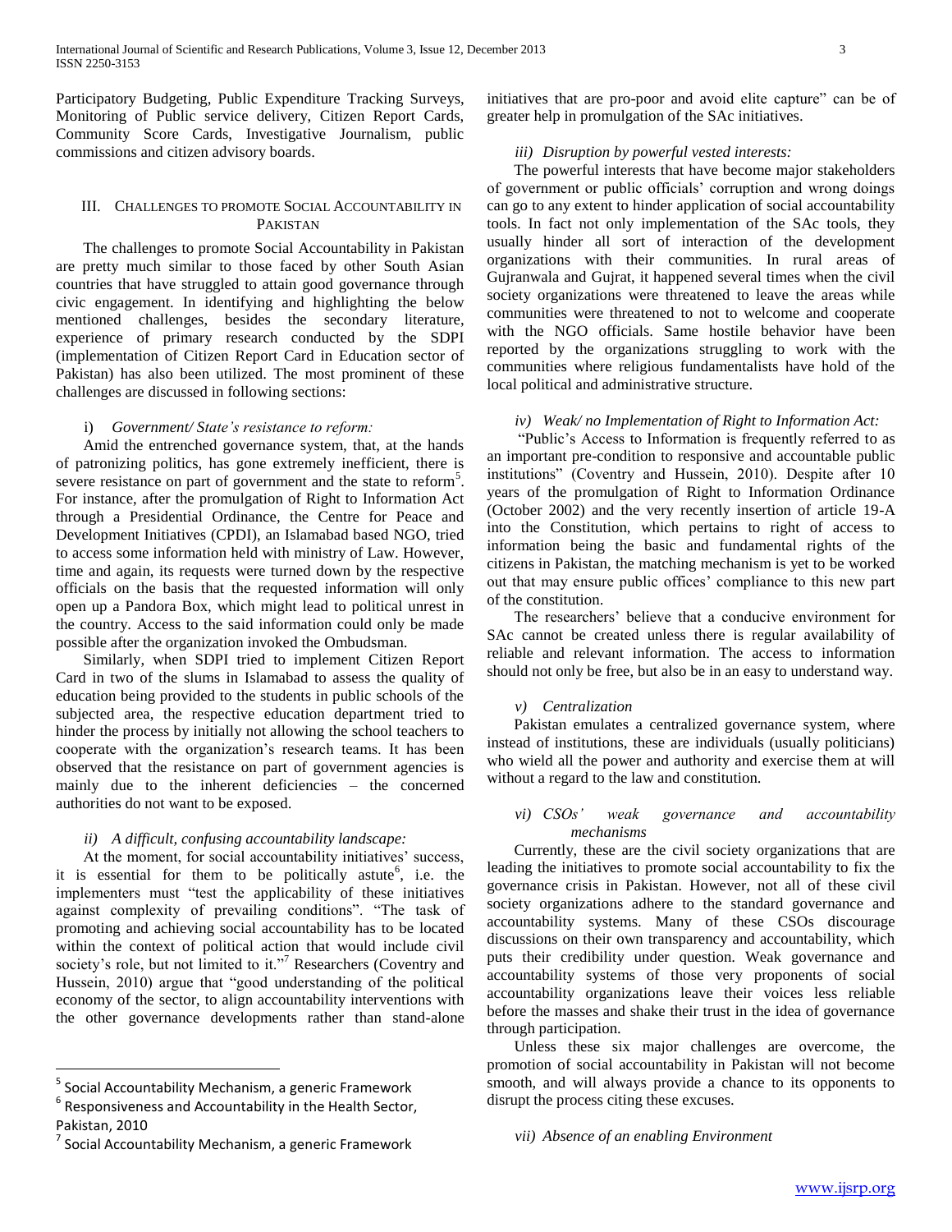Participatory Budgeting, Public Expenditure Tracking Surveys, Monitoring of Public service delivery, Citizen Report Cards, Community Score Cards, Investigative Journalism, public commissions and citizen advisory boards.

## III. Challenges to Promote Social Accountability in Pakistan

The challenges to promote Social Accountability in Pakistan are pretty much similar to those faced by other South Asian countries that have struggled to attain good governance through civic engagement. In identifying and highlighting the below mentioned challenges, besides the secondary literature, experience of primary research conducted by the SDPI (implementation of Citizen Report Card in Education sector of Pakistan) has also been utilized. The most prominent of these challenges are discussed in following sections:

### i) *Government/ State's resistance to reform:*

Amid the entrenched governance system, that, at the hands of patronizing politics, has gone extremely inefficient, there is severe resistance on part of government and the state to reform[5]. For instance, after the promulgation of Right to Information Act through a Presidential Ordinance, the Centre for Peace and Development Initiatives (CPDI), an Islamabad based NGO, tried to access some information held with ministry of Law. However, time and again, its requests were turned down by the respective officials on the basis that the requested information will only open up a Pandora Box, which might lead to political unrest in the country. Access to the said information could only be made possible after the organization invoked the Ombudsman.

Similarly, when SDPI tried to implement Citizen Report Card in two of the slums in Islamabad to assess the quality of education being provided to the students in public schools of the subjected area, the respective education department tried to hinder the process by initially not allowing the school teachers to cooperate with the organization's research teams. It has been observed that the resistance on part of government agencies is mainly due to the inherent deficiencies – the concerned authorities do not want to be exposed.

### ii) *A difficult, confusing accountability landscape:*

At the moment, for social accountability initiatives' success, it is essential for them to be politically astute[6], i.e. the implementers must "test the applicability of these initiatives against complexity of prevailing conditions". "The task of promoting and achieving social accountability has to be located within the context of political action that would include civil society's role, but not limited to it."[7] Researchers (Coventry and Hussein, 2010) argue that "good understanding of the political economy of the sector, to align accountability interventions with the other governance developments rather than stand-alone initiatives that are pro-poor and avoid elite capture" can be of greater help in promulgation of the SAc initiatives.

### iii) *Disruption by powerful vested interests:*

The powerful interests that have become major stakeholders of government or public officials' corruption and wrong doings can go to any extent to hinder application of social accountability tools. In fact not only implementation of the SAc tools, they usually hinder all sort of interaction of the development organizations with their communities. In rural areas of Gujranwala and Gujrat, it happened several times when the civil society organizations were threatened to leave the areas while communities were threatened to not to welcome and cooperate with the NGO officials. Same hostile behavior have been reported by the organizations struggling to work with the communities where religious fundamentalists have hold of the local political and administrative structure.

### iv) *Weak/ no Implementation of Right to Information Act:*

"Public's Access to Information is frequently referred to as an important pre-condition to responsive and accountable public institutions" (Coventry and Hussein, 2010). Despite after 10 years of the promulgation of Right to Information Ordinance (October 2002) and the very recently insertion of article 19-A into the Constitution, which pertains to right of access to information being the basic and fundamental rights of the citizens in Pakistan, the matching mechanism is yet to be worked out that may ensure public offices' compliance to this new part of the constitution.

The researchers' believe that a conducive environment for SAc cannot be created unless there is regular availability of reliable and relevant information. The access to information should not only be free, but also be in an easy to understand way.

### v) *Centralization*

Pakistan emulates a centralized governance system, where instead of institutions, these are individuals (usually politicians) who wield all the power and authority and exercise them at will without a regard to the law and constitution.

### vi) *CSOs' weak governance and accountability mechanisms*

Currently, these are the civil society organizations that are leading the initiatives to promote social accountability to fix the governance crisis in Pakistan. However, not all of these civil society organizations adhere to the standard governance and accountability systems. Many of these CSOs discourage discussions on their own transparency and accountability, which puts their credibility under question. Weak governance and accountability systems of those very proponents of social accountability organizations leave their voices less reliable before the masses and shake their trust in the idea of governance through participation.

Unless these six major challenges are overcome, the promotion of social accountability in Pakistan will not become smooth, and will always provide a chance to its opponents to disrupt the process citing these excuses.

### vii) *Absence of an enabling Environment*

---

[5] Social Accountability Mechanism, a generic Framework

[6] Responsiveness and Accountability in the Health Sector, Pakistan, 2010

[7] Social Accountability Mechanism, a generic Framework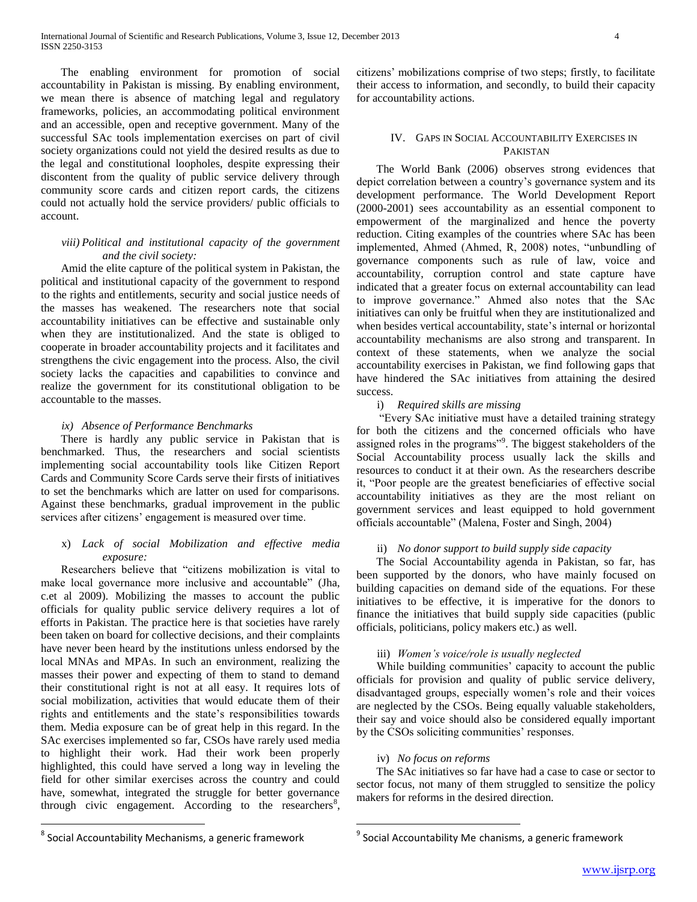The enabling environment for promotion of social accountability in Pakistan is missing. By enabling environment, we mean there is absence of matching legal and regulatory frameworks, policies, an accommodating political environment and an accessible, open and receptive government. Many of the successful SAc tools implementation exercises on part of civil society organizations could not yield the desired results as due to the legal and constitutional loopholes, despite expressing their discontent from the quality of public service delivery through community score cards and citizen report cards, the citizens could not actually hold the service providers/ public officials to account.

#### *viii) Political and institutional capacity of the government and the civil society:*

Amid the elite capture of the political system in Pakistan, the political and institutional capacity of the government to respond to the rights and entitlements, security and social justice needs of the masses has weakened. The researchers note that social accountability initiatives can be effective and sustainable only when they are institutionalized. And the state is obliged to cooperate in broader accountability projects and it facilitates and strengthens the civic engagement into the process. Also, the civil society lacks the capacities and capabilities to convince and realize the government for its constitutional obligation to be accountable to the masses.

#### *ix) Absence of Performance Benchmarks*

There is hardly any public service in Pakistan that is benchmarked. Thus, the researchers and social scientists implementing social accountability tools like Citizen Report Cards and Community Score Cards serve their firsts of initiatives to set the benchmarks which are latter on used for comparisons. Against these benchmarks, gradual improvement in the public services after citizens' engagement is measured over time.

#### x) *Lack of social Mobilization and effective media exposure:*

Researchers believe that "citizens mobilization is vital to make local governance more inclusive and accountable" (Jha, c.et al 2009). Mobilizing the masses to account the public officials for quality public service delivery requires a lot of efforts in Pakistan. The practice here is that societies have rarely been taken on board for collective decisions, and their complaints have never been heard by the institutions unless endorsed by the local MNAs and MPAs. In such an environment, realizing the masses their power and expecting of them to stand to demand their constitutional right is not at all easy. It requires lots of social mobilization, activities that would educate them of their rights and entitlements and the state's responsibilities towards them. Media exposure can be of great help in this regard. In the SAc exercises implemented so far, CSOs have rarely used media to highlight their work. Had their work been properly highlighted, this could have served a long way in leveling the field for other similar exercises across the country and could have, somewhat, integrated the struggle for better governance through civic engagement. According to the researchers[8], citizens' mobilizations comprise of two steps; firstly, to facilitate their access to information, and secondly, to build their capacity for accountability actions.

## IV. Gaps in Social Accountability Exercises in Pakistan

The World Bank (2006) observes strong evidences that depict correlation between a country's governance system and its development performance. The World Development Report (2000-2001) sees accountability as an essential component to empowerment of the marginalized and hence the poverty reduction. Citing examples of the countries where SAc has been implemented, Ahmed (Ahmed, R, 2008) notes, "unbundling of governance components such as rule of law, voice and accountability, corruption control and state capture have indicated that a greater focus on external accountability can lead to improve governance." Ahmed also notes that the SAc initiatives can only be fruitful when they are institutionalized and when besides vertical accountability, state's internal or horizontal accountability mechanisms are also strong and transparent. In context of these statements, when we analyze the social accountability exercises in Pakistan, we find following gaps that have hindered the SAc initiatives from attaining the desired success.

#### i) *Required skills are missing*

"Every SAc initiative must have a detailed training strategy for both the citizens and the concerned officials who have assigned roles in the programs"[9]. The biggest stakeholders of the Social Accountability process usually lack the skills and resources to conduct it at their own. As the researchers describe it, "Poor people are the greatest beneficiaries of effective social accountability initiatives as they are the most reliant on government services and least equipped to hold government officials accountable" (Malena, Foster and Singh, 2004)

#### ii) *No donor support to build supply side capacity*

The Social Accountability agenda in Pakistan, so far, has been supported by the donors, who have mainly focused on building capacities on demand side of the equations. For these initiatives to be effective, it is imperative for the donors to finance the initiatives that build supply side capacities (public officials, politicians, policy makers etc.) as well.

#### iii) *Women's voice/role is usually neglected*

While building communities' capacity to account the public officials for provision and quality of public service delivery, disadvantaged groups, especially women's role and their voices are neglected by the CSOs. Being equally valuable stakeholders, their say and voice should also be considered equally important by the CSOs soliciting communities' responses.

#### iv) *No focus on reforms*

The SAc initiatives so far have had a case to case or sector to sector focus, not many of them struggled to sensitize the policy makers for reforms in the desired direction.

---

[8] Social Accountability Mechanisms, a generic framework

[9] Social Accountability Me chanisms, a generic framework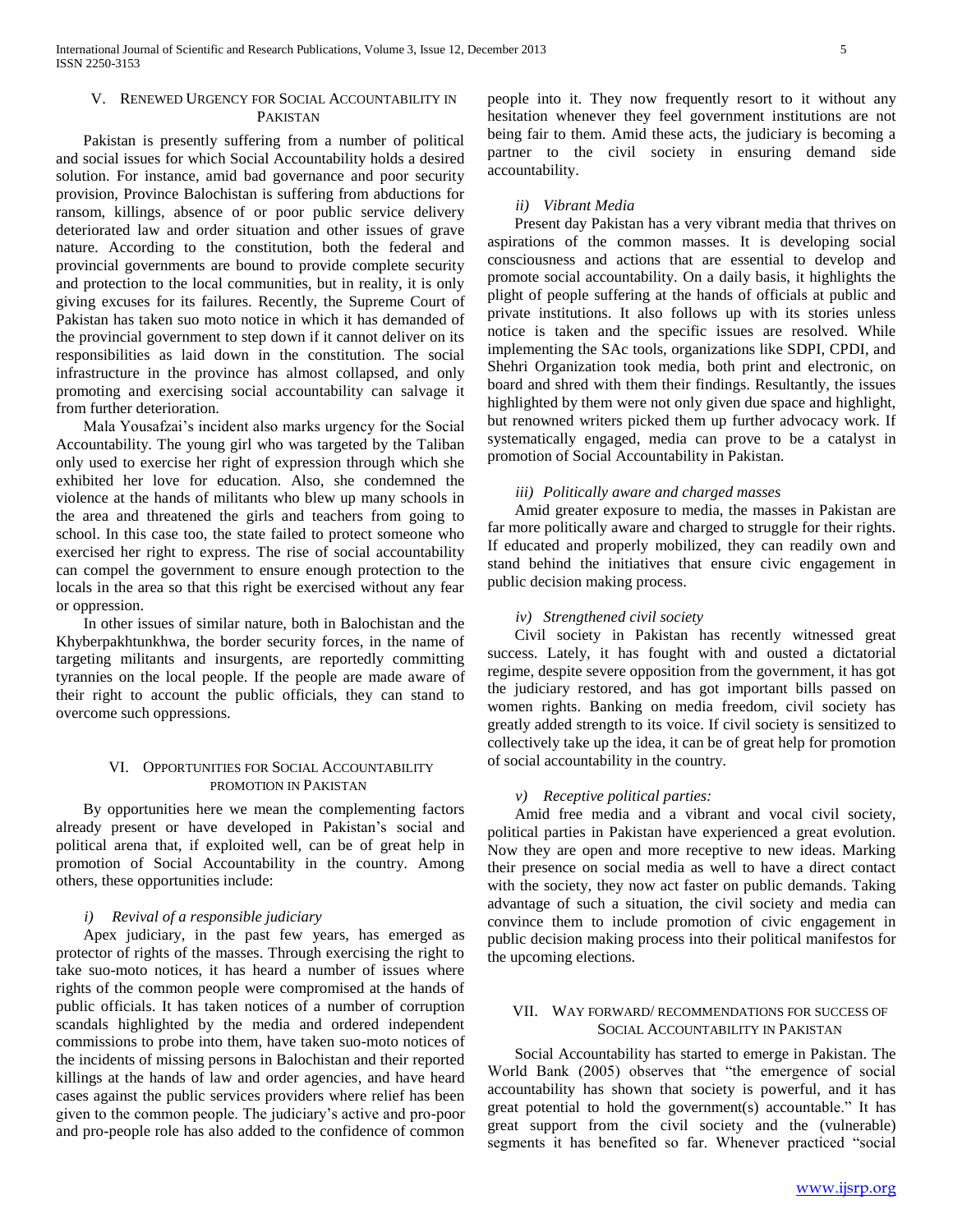## V. Renewed Urgency for Social Accountability in Pakistan

Pakistan is presently suffering from a number of political and social issues for which Social Accountability holds a desired solution. For instance, amid bad governance and poor security provision, Province Balochistan is suffering from abductions for ransom, killings, absence of or poor public service delivery deteriorated law and order situation and other issues of grave nature. According to the constitution, both the federal and provincial governments are bound to provide complete security and protection to the local communities, but in reality, it is only giving excuses for its failures. Recently, the Supreme Court of Pakistan has taken suo moto notice in which it has demanded of the provincial government to step down if it cannot deliver on its responsibilities as laid down in the constitution. The social infrastructure in the province has almost collapsed, and only promoting and exercising social accountability can salvage it from further deterioration.

Mala Yousafzai's incident also marks urgency for the Social Accountability. The young girl who was targeted by the Taliban only used to exercise her right of expression through which she exhibited her love for education. Also, she condemned the violence at the hands of militants who blew up many schools in the area and threatened the girls and teachers from going to school. In this case too, the state failed to protect someone who exercised her right to express. The rise of social accountability can compel the government to ensure enough protection to the locals in the area so that this right be exercised without any fear or oppression.

In other issues of similar nature, both in Balochistan and the Khyberpakhtunkhwa, the border security forces, in the name of targeting militants and insurgents, are reportedly committing tyrannies on the local people. If the people are made aware of their right to account the public officials, they can stand to overcome such oppressions.

## VI. Opportunities for Social Accountability Promotion in Pakistan

By opportunities here we mean the complementing factors already present or have developed in Pakistan's social and political arena that, if exploited well, can be of great help in promotion of Social Accountability in the country. Among others, these opportunities include:

### *i) Revival of a responsible judiciary*

Apex judiciary, in the past few years, has emerged as protector of rights of the masses. Through exercising the right to take suo-moto notices, it has heard a number of issues where rights of the common people were compromised at the hands of public officials. It has taken notices of a number of corruption scandals highlighted by the media and ordered independent commissions to probe into them, have taken suo-moto notices of the incidents of missing persons in Balochistan and their reported killings at the hands of law and order agencies, and have heard cases against the public services providers where relief has been given to the common people. The judiciary's active and pro-poor and pro-people role has also added to the confidence of common people into it. They now frequently resort to it without any hesitation whenever they feel government institutions are not being fair to them. Amid these acts, the judiciary is becoming a partner to the civil society in ensuring demand side accountability.

### *ii) Vibrant Media*

Present day Pakistan has a very vibrant media that thrives on aspirations of the common masses. It is developing social consciousness and actions that are essential to develop and promote social accountability. On a daily basis, it highlights the plight of people suffering at the hands of officials at public and private institutions. It also follows up with its stories unless notice is taken and the specific issues are resolved. While implementing the SAc tools, organizations like SDPI, CPDI, and Shehri Organization took media, both print and electronic, on board and shred with them their findings. Resultantly, the issues highlighted by them were not only given due space and highlight, but renowned writers picked them up further advocacy work. If systematically engaged, media can prove to be a catalyst in promotion of Social Accountability in Pakistan.

### *iii) Politically aware and charged masses*

Amid greater exposure to media, the masses in Pakistan are far more politically aware and charged to struggle for their rights. If educated and properly mobilized, they can readily own and stand behind the initiatives that ensure civic engagement in public decision making process.

### *iv) Strengthened civil society*

Civil society in Pakistan has recently witnessed great success. Lately, it has fought with and ousted a dictatorial regime, despite severe opposition from the government, it has got the judiciary restored, and has got important bills passed on women rights. Banking on media freedom, civil society has greatly added strength to its voice. If civil society is sensitized to collectively take up the idea, it can be of great help for promotion of social accountability in the country.

### *v) Receptive political parties:*

Amid free media and a vibrant and vocal civil society, political parties in Pakistan have experienced a great evolution. Now they are open and more receptive to new ideas. Marking their presence on social media as well to have a direct contact with the society, they now act faster on public demands. Taking advantage of such a situation, the civil society and media can convince them to include promotion of civic engagement in public decision making process into their political manifestos for the upcoming elections.

## VII. Way forward/ Recommendations for Success of Social Accountability in Pakistan

Social Accountability has started to emerge in Pakistan. The World Bank (2005) observes that "the emergence of social accountability has shown that society is powerful, and it has great potential to hold the government(s) accountable." It has great support from the civil society and the (vulnerable) segments it has benefited so far. Whenever practiced "social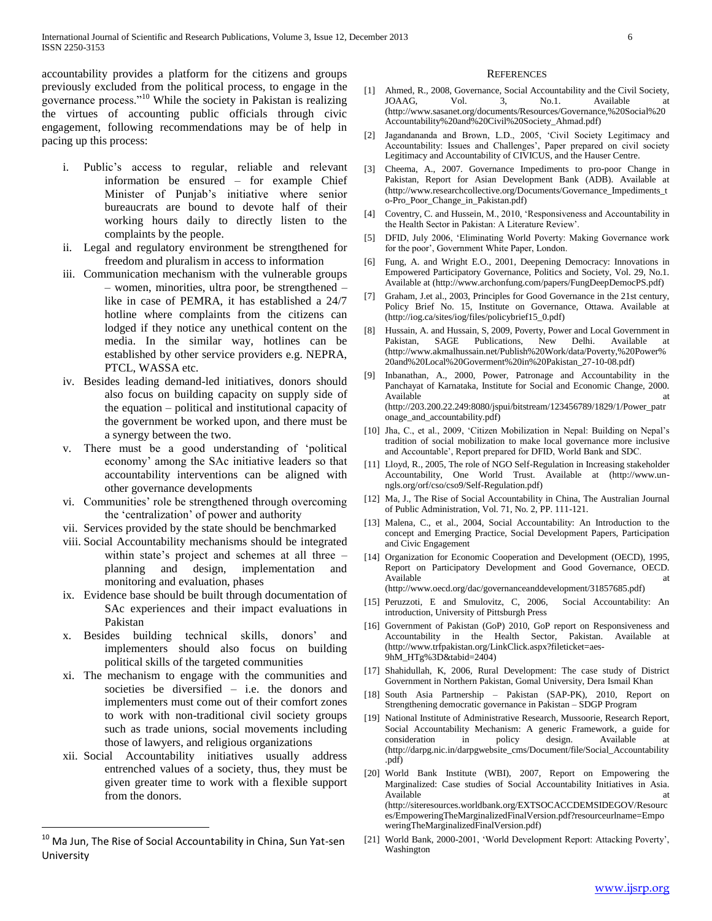accountability provides a platform for the citizens and groups previously excluded from the political process, to engage in the governance process."[10] While the society in Pakistan is realizing the virtues of accounting public officials through civic engagement, following recommendations may be of help in pacing up this process:

i. Public's access to regular, reliable and relevant information be ensured – for example Chief Minister of Punjab's initiative where senior bureaucrats are bound to devote half of their working hours daily to directly listen to the complaints by the people.
ii. Legal and regulatory environment be strengthened for freedom and pluralism in access to information
iii. Communication mechanism with the vulnerable groups – women, minorities, ultra poor, be strengthened – like in case of PEMRA, it has established a 24/7 hotline where complaints from the citizens can lodged if they notice any unethical content on the media. In the similar way, hotlines can be established by other service providers e.g. NEPRA, PTCL, WASSA etc.
iv. Besides leading demand-led initiatives, donors should also focus on building capacity on supply side of the equation – political and institutional capacity of the government be worked upon, and there must be a synergy between the two.
v. There must be a good understanding of 'political economy' among the SAc initiative leaders so that accountability interventions can be aligned with other governance developments
vi. Communities' role be strengthened through overcoming the 'centralization' of power and authority
vii. Services provided by the state should be benchmarked
viii. Social Accountability mechanisms should be integrated within state's project and schemes at all three – planning and design, implementation and monitoring and evaluation, phases
ix. Evidence base should be built through documentation of SAc experiences and their impact evaluations in Pakistan
x. Besides building technical skills, donors' and implementers should also focus on building political skills of the targeted communities
xi. The mechanism to engage with the communities and societies be diversified – i.e. the donors and implementers must come out of their comfort zones to work with non-traditional civil society groups such as trade unions, social movements including those of lawyers, and religious organizations
xii. Social Accountability initiatives usually address entrenched values of a society, thus, they must be given greater time to work with a flexible support from the donors.

[10] Ma Jun, The Rise of Social Accountability in China, Sun Yat-sen University

## References

[1] Ahmed, R., 2008, Governance, Social Accountability and the Civil Society, JOAAG, Vol. 3, No.1. Available at (http://www.sasanet.org/documents/Resources/Governance,%20Social%20Accountability%20and%20Civil%20Society_Ahmad.pdf)

[2] Jagandananda and Brown, L.D., 2005, 'Civil Society Legitimacy and Accountability: Issues and Challenges', Paper prepared on civil society Legitimacy and Accountability of CIVICUS, and the Hauser Centre.

[3] Cheema, A., 2007. Governance Impediments to pro-poor Change in Pakistan, Report for Asian Development Bank (ADB). Available at (http://www.researchcollective.org/Documents/Governance_Impediments_to-Pro_Poor_Change_in_Pakistan.pdf)

[4] Coventry, C. and Hussein, M., 2010, 'Responsiveness and Accountability in the Health Sector in Pakistan: A Literature Review'.

[5] DFID, July 2006, 'Eliminating World Poverty: Making Governance work for the poor', Government White Paper, London.

[6] Fung, A. and Wright E.O., 2001, Deepening Democracy: Innovations in Empowered Participatory Governance, Politics and Society, Vol. 29, No.1. Available at (http://www.archonfung.com/papers/FungDeepDemocPS.pdf)

[7] Graham, J.et al., 2003, Principles for Good Governance in the 21st century, Policy Brief No. 15, Institute on Governance, Ottawa. Available at (http://iog.ca/sites/iog/files/policybrief15_0.pdf)

[8] Hussain, A. and Hussain, S, 2009, Poverty, Power and Local Government in Pakistan, SAGE Publications, New Delhi. Available at (http://www.akmalhussain.net/Publish%20Work/data/Poverty,%20Power%20and%20Local%20Goverment%20in%20Pakistan_27-10-08.pdf)

[9] Inbanathan, A., 2000, Power, Patronage and Accountability in the Panchayat of Karnataka, Institute for Social and Economic Change, 2000. Available at (http://203.200.22.249:8080/jspui/bitstream/123456789/1829/1/Power_patronage_and_accountability.pdf)

[10] Jha, C., et al., 2009, 'Citizen Mobilization in Nepal: Building on Nepal's tradition of social mobilization to make local governance more inclusive and Accountable', Report prepared for DFID, World Bank and SDC.

[11] Lloyd, R., 2005, The role of NGO Self-Regulation in Increasing stakeholder Accountability, One World Trust. Available at (http://www.un-ngls.org/orf/cso/cso9/Self-Regulation.pdf)

[12] Ma, J., The Rise of Social Accountability in China, The Australian Journal of Public Administration, Vol. 71, No. 2, PP. 111-121.

[13] Malena, C., et al., 2004, Social Accountability: An Introduction to the concept and Emerging Practice, Social Development Papers, Participation and Civic Engagement

[14] Organization for Economic Cooperation and Development (OECD), 1995, Report on Participatory Development and Good Governance, OECD. Available at (http://www.oecd.org/dac/governanceanddevelopment/31857685.pdf)

[15] Peruzzoti, E and Smulovitz, C, 2006, Social Accountability: An introduction, University of Pittsburgh Press

[16] Government of Pakistan (GoP) 2010, GoP report on Responsiveness and Accountability in the Health Sector, Pakistan. Available at (http://www.trfpakistan.org/LinkClick.aspx?fileticket=aes-9hM_HTg%3D&tabid=2404)

[17] Shahidullah, K, 2006, Rural Development: The case study of District Government in Northern Pakistan, Gomal University, Dera Ismail Khan

[18] South Asia Partnership – Pakistan (SAP-PK), 2010, Report on Strengthening democratic governance in Pakistan – SDGP Program

[19] National Institute of Administrative Research, Mussoorie, Research Report, Social Accountability Mechanism: A generic Framework, a guide for consideration in policy design. Available at (http://darpg.nic.in/darpgwebsite_cms/Document/file/Social_Accountability.pdf)

[20] World Bank Institute (WBI), 2007, Report on Empowering the Marginalized: Case studies of Social Accountability Initiatives in Asia. Available at (http://siteresources.worldbank.org/EXTSOCACCDEMSIDEGOV/Resources/EmpoweringTheMarginalizedFinalVersion.pdf?resourceurlname=EmpoweringTheMarginalizedFinalVersion.pdf)

[21] World Bank, 2000-2001, 'World Development Report: Attacking Poverty', Washington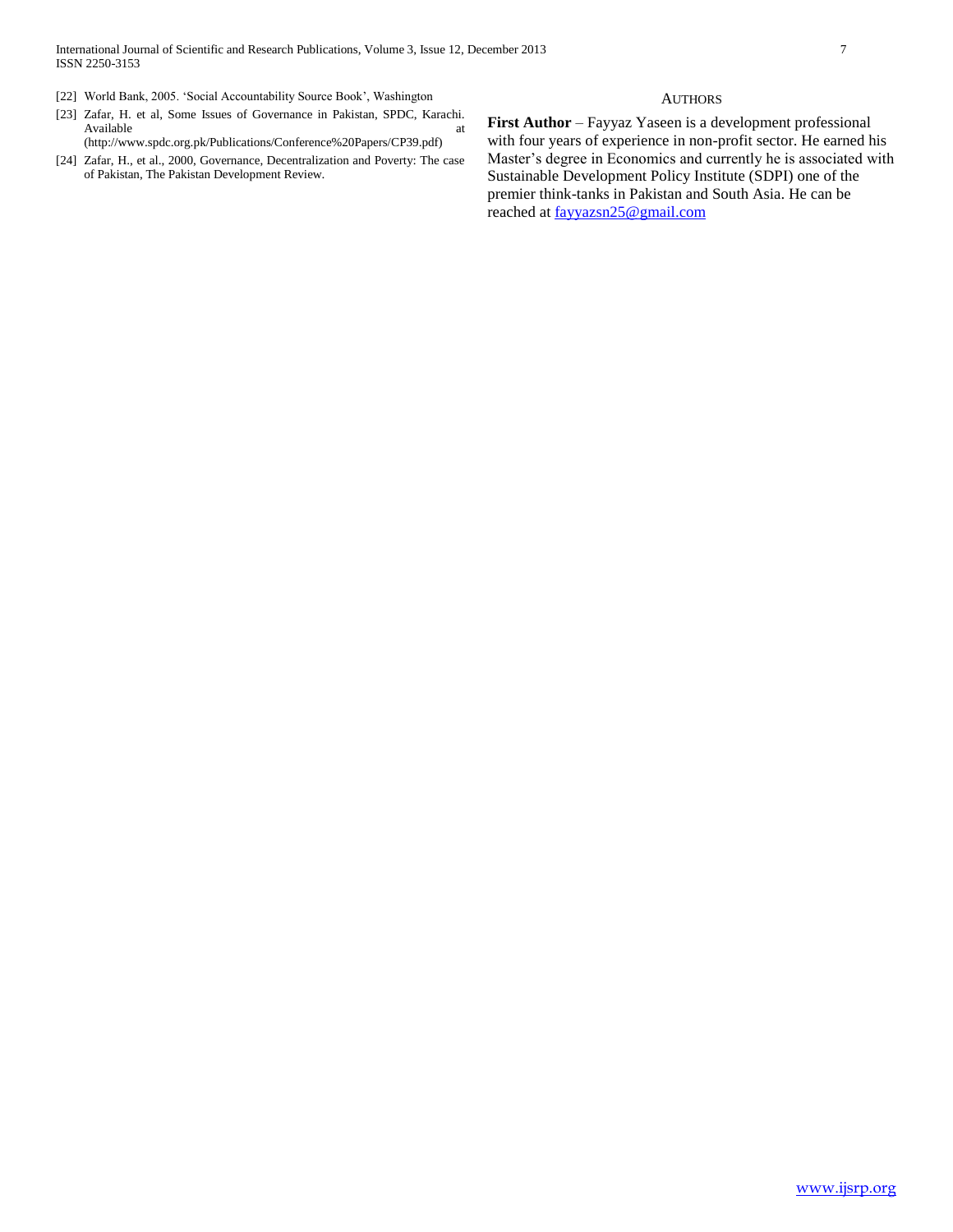[22] World Bank, 2005. 'Social Accountability Source Book', Washington

[23] Zafar, H. et al, Some Issues of Governance in Pakistan, SPDC, Karachi. Available at (http://www.spdc.org.pk/Publications/Conference%20Papers/CP39.pdf)

[24] Zafar, H., et al., 2000, Governance, Decentralization and Poverty: The case of Pakistan, The Pakistan Development Review.

## AUTHORS

**First Author** – Fayyaz Yaseen is a development professional with four years of experience in non-profit sector. He earned his Master's degree in Economics and currently he is associated with Sustainable Development Policy Institute (SDPI) one of the premier think-tanks in Pakistan and South Asia. He can be reached at fayyazsn25@gmail.com